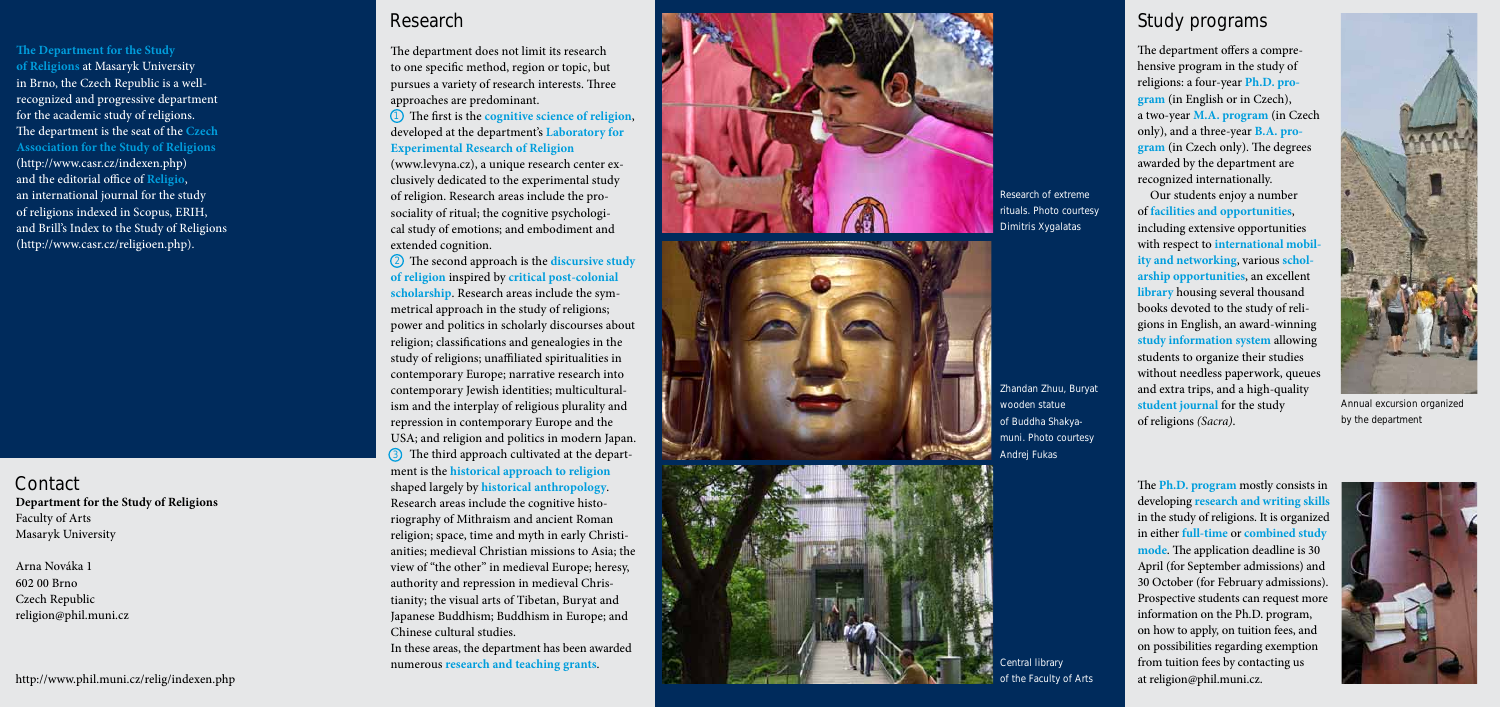**The Department for the Study of Religions** at Masaryk University in Brno, the Czech Republic is a well-recognized and progressive department for the academic study of religions. The department is the seat of the **Czech Association for the Study of Religions** (http://www.casr.cz/indexen.php) and the editorial office of **Religio**, an international journal for the study of religions indexed in Scopus, ERIH, and Brill's Index to the Study of Religions (http://www.casr.cz/religioen.php).

## Contact

**Department for the Study of Religions**
Faculty of Arts
Masaryk University

Arna Nováka 1
602 00 Brno
Czech Republic
religion@phil.muni.cz

http://www.phil.muni.cz/relig/indexen.php

## Research

The department does not limit its research to one specific method, region or topic, but pursues a variety of research interests. Three approaches are predominant.

1. The first is the **cognitive science of religion**, developed at the department's **Laboratory for Experimental Research of Religion** (www.levyna.cz), a unique research center exclusively dedicated to the experimental study of religion. Research areas include the prosociality of ritual; the cognitive psychological study of emotions; and embodiment and extended cognition.
2. The second approach is the **discursive study of religion** inspired by **critical post-colonial scholarship**. Research areas include the symmetrical approach in the study of religions; power and politics in scholarly discourses about religion; classifications and genealogies in the study of religions; unaffiliated spiritualities in contemporary Europe; narrative research into contemporary Jewish identities; multiculturalism and the interplay of religious plurality and repression in contemporary Europe and the USA; and religion and politics in modern Japan.
3. The third approach cultivated at the department is the **historical approach to religion** shaped largely by **historical anthropology**. Research areas include the cognitive historiography of Mithraism and ancient Roman religion; space, time and myth in early Christianities; medieval Christian missions to Asia; the view of "the other" in medieval Europe; heresy, authority and repression in medieval Christianity; the visual arts of Tibetan, Buryat and Japanese Buddhism; Buddhism in Europe; and Chinese cultural studies.

In these areas, the department has been awarded numerous **research and teaching grants**.

Research of extreme rituals. Photo courtesy Dimitris Xygalatas

Zhandan Zhuu, Buryat wooden statue of Buddha Shakyamuni. Photo courtesy Andrej Fukas

Central library of the Faculty of Arts

## Study programs

The department offers a comprehensive program in the study of religions: a four-year **Ph.D. program** (in English or in Czech), a two-year **M.A. program** (in Czech only), and a three-year **B.A. program** (in Czech only). The degrees awarded by the department are recognized internationally.

Our students enjoy a number of **facilities and opportunities**, including extensive opportunities with respect to **international mobility and networking**, various **scholarship opportunities**, an excellent **library** housing several thousand books devoted to the study of religions in English, an award-winning **study information system** allowing students to organize their studies without needless paperwork, queues and extra trips, and a high-quality **student journal** for the study of religions *(Sacra)*.

Annual excursion organized by the department

The **Ph.D. program** mostly consists in developing **research and writing skills** in the study of religions. It is organized in either **full-time** or **combined study mode**. The application deadline is 30 April (for September admissions) and 30 October (for February admissions). Prospective students can request more information on the Ph.D. program, on how to apply, on tuition fees, and on possibilities regarding exemption from tuition fees by contacting us at religion@phil.muni.cz.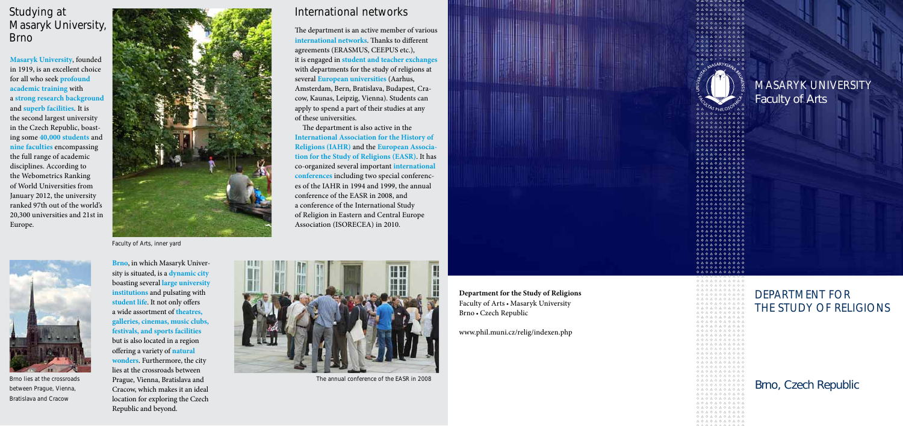## Studying at Masaryk University, Brno

**Masaryk University**, founded in 1919, is an excellent choice for all who seek **profound academic training** with a **strong research background** and **superb facilities**. It is the second largest university in the Czech Republic, boasting some **40,000 students** and **nine faculties** encompassing the full range of academic disciplines. According to the Webometrics Ranking of World Universities from January 2012, the university ranked 97th out of the world's 20,300 universities and 21st in Europe.

Faculty of Arts, inner yard

Brno lies at the crossroads between Prague, Vienna, Bratislava and Cracow

**Brno**, in which Masaryk University is situated, is a **dynamic city** boasting several **large university institutions** and pulsating with **student life**. It not only offers a wide assortment of **theatres, galleries, cinemas, music clubs, festivals, and sports facilities** but is also located in a region offering a variety of **natural wonders**. Furthermore, the city lies at the crossroads between Prague, Vienna, Bratislava and Cracow, which makes it an ideal location for exploring the Czech Republic and beyond.

## International networks

The department is an active member of various **international networks**. Thanks to different agreements (ERASMUS, CEEPUS etc.), it is engaged in **student and teacher exchanges** with departments for the study of religions at several **European universities** (Aarhus, Amsterdam, Bern, Bratislava, Budapest, Cracow, Kaunas, Leipzig, Vienna). Students can apply to spend a part of their studies at any of these universities.

The department is also active in the **International Association for the History of Religions (IAHR)** and the **European Association for the Study of Religions (EASR)**. It has co-organized several important **international conferences** including two special conferences of the IAHR in 1994 and 1999, the annual conference of the EASR in 2008, and a conference of the International Study of Religion in Eastern and Central Europe Association (ISORECEA) in 2010.

The annual conference of the EASR in 2008

**Department for the Study of Religions**
Faculty of Arts • Masaryk University
Brno • Czech Republic

www.phil.muni.cz/relig/indexen.php

# MASARYK UNIVERSITY
Faculty of Arts

# DEPARTMENT FOR THE STUDY OF RELIGIONS

Brno, Czech Republic